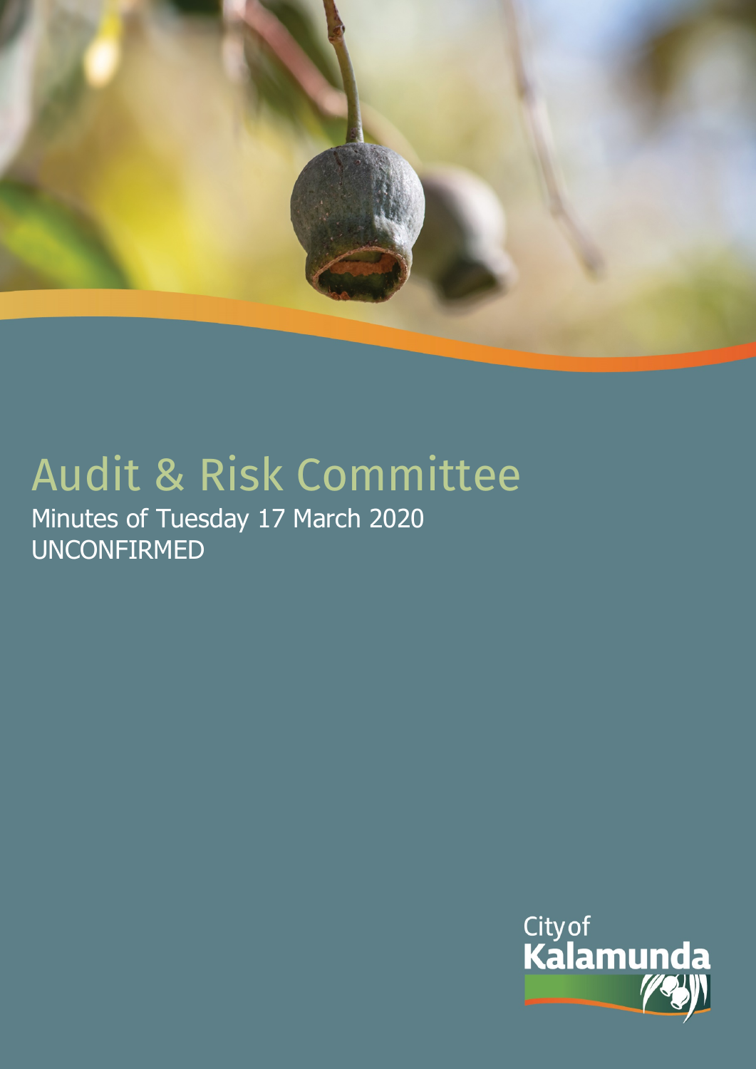# Audit & Risk Committee

Minutes of Tuesday 17 March 2020

UNCONFIRMED

City of Kalamunda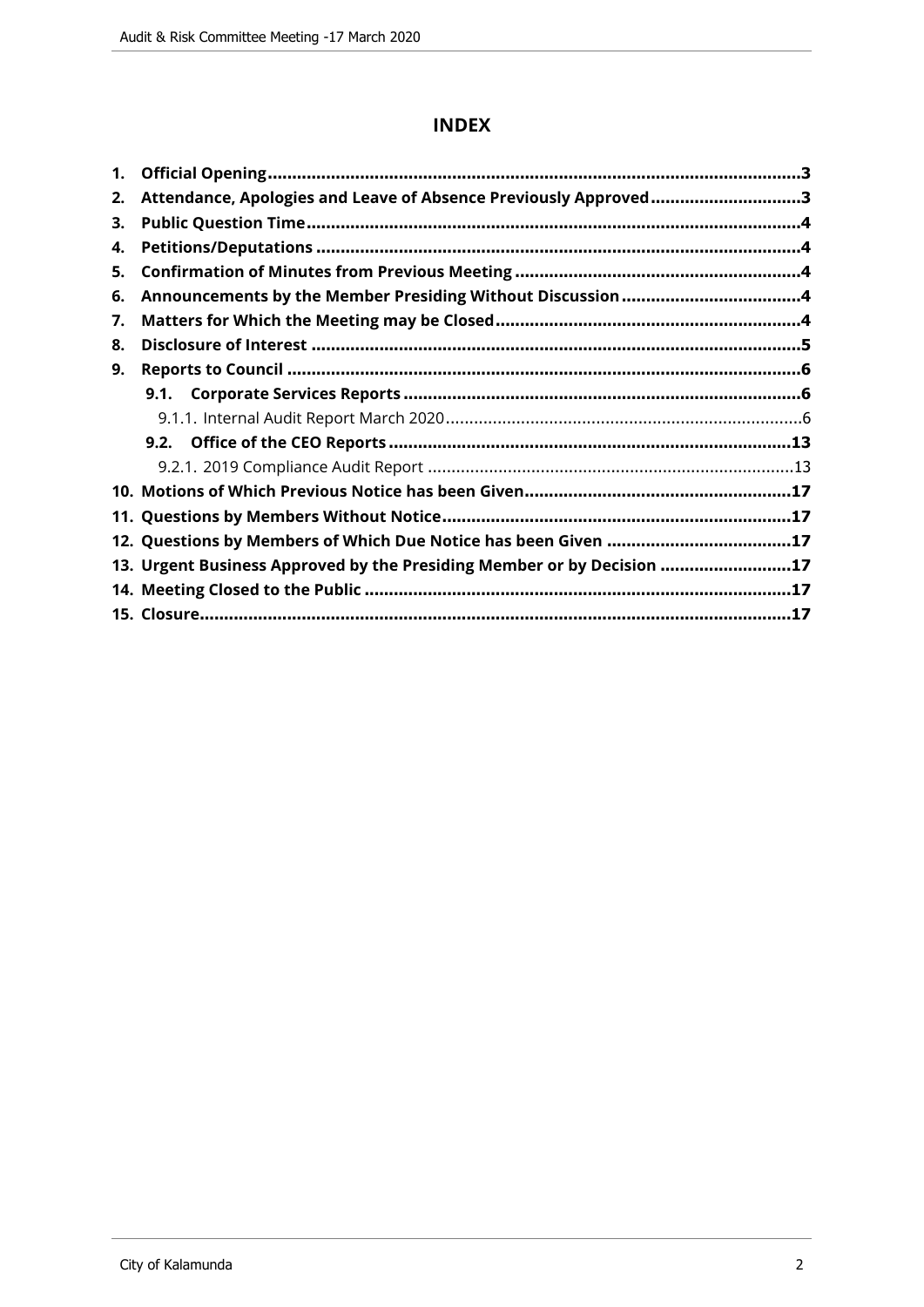# INDEX

1. **Official Opening ............................................................................................................3**
2. **Attendance, Apologies and Leave of Absence Previously Approved ..............................3**
3. **Public Question Time ....................................................................................................4**
4. **Petitions/Deputations ...................................................................................................4**
5. **Confirmation of Minutes from Previous Meeting ...........................................................4**
6. **Announcements by the Member Presiding Without Discussion .....................................4**
7. **Matters for Which the Meeting may be Closed ..............................................................4**
8. **Disclosure of Interest ....................................................................................................5**
9. **Reports to Council .........................................................................................................6**
   - **9.1. Corporate Services Reports .................................................................................6**
     - 9.1.1. Internal Audit Report March 2020 ...........................................................................6
   - **9.2. Office of the CEO Reports ..................................................................................13**
     - 9.2.1. 2019 Compliance Audit Report .............................................................................13
10. **Motions of Which Previous Notice has been Given.......................................................17**
11. **Questions by Members Without Notice........................................................................17**
12. **Questions by Members of Which Due Notice has been Given ......................................17**
13. **Urgent Business Approved by the Presiding Member or by Decision ...........................17**
14. **Meeting Closed to the Public ........................................................................................17**
15. **Closure.........................................................................................................................17**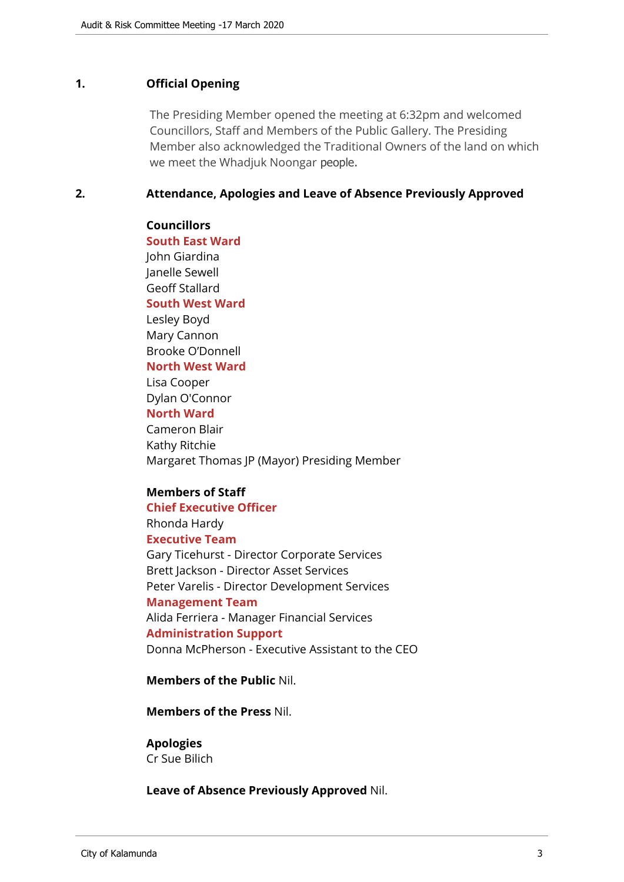## 1. Official Opening

The Presiding Member opened the meeting at 6:32pm and welcomed Councillors, Staff and Members of the Public Gallery. The Presiding Member also acknowledged the Traditional Owners of the land on which we meet the Whadjuk Noongar people.

## 2. Attendance, Apologies and Leave of Absence Previously Approved

**Councillors**

**South East Ward**
John Giardina
Janelle Sewell
Geoff Stallard

**South West Ward**
Lesley Boyd
Mary Cannon
Brooke O'Donnell

**North West Ward**
Lisa Cooper
Dylan O'Connor

**North Ward**
Cameron Blair
Kathy Ritchie
Margaret Thomas JP (Mayor) Presiding Member

**Members of Staff**

**Chief Executive Officer**
Rhonda Hardy

**Executive Team**
Gary Ticehurst - Director Corporate Services
Brett Jackson - Director Asset Services
Peter Varelis - Director Development Services

**Management Team**
Alida Ferriera - Manager Financial Services

**Administration Support**
Donna McPherson - Executive Assistant to the CEO

**Members of the Public** Nil.

**Members of the Press** Nil.

**Apologies**
Cr Sue Bilich

**Leave of Absence Previously Approved** Nil.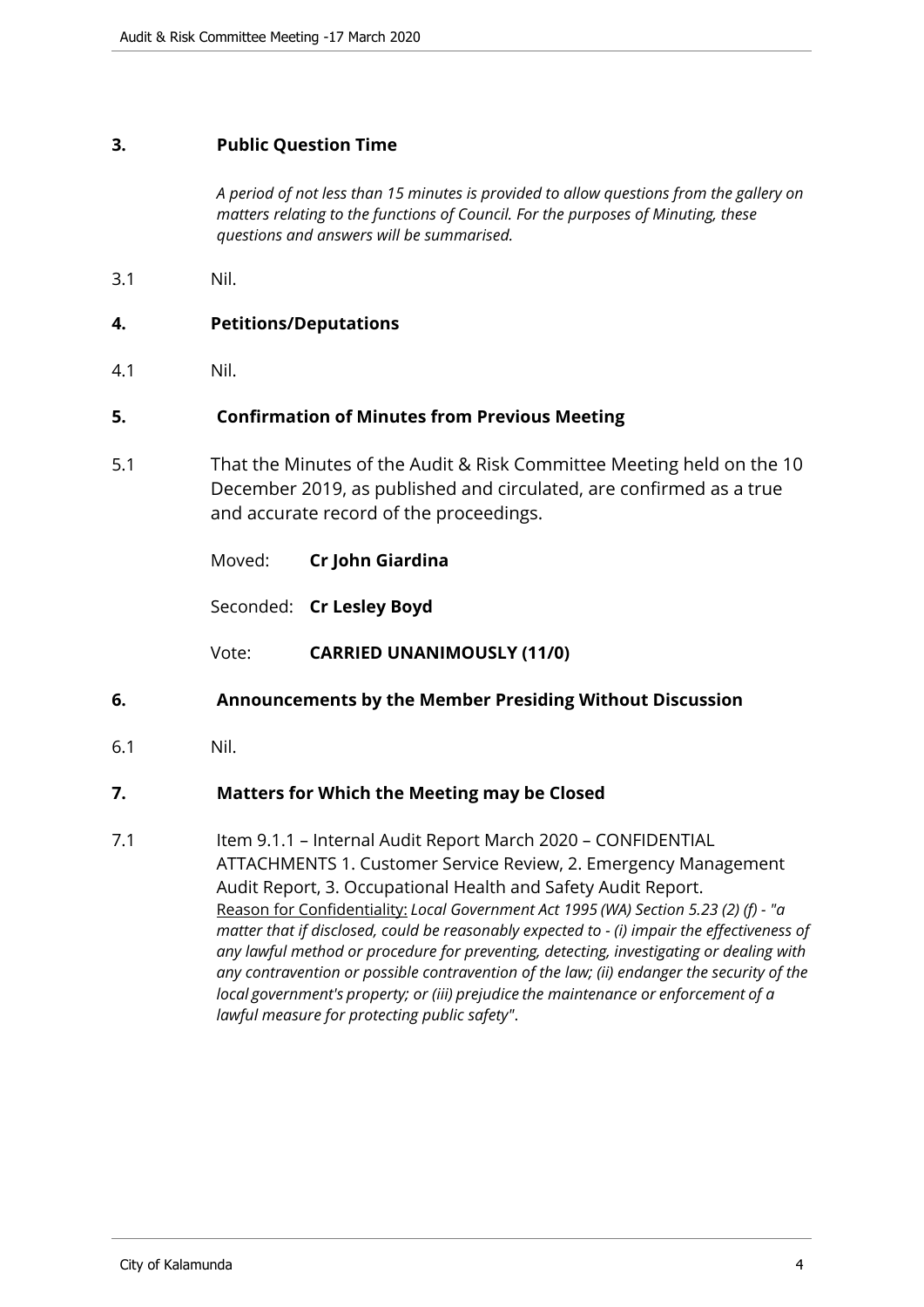## 3. Public Question Time

*A period of not less than 15 minutes is provided to allow questions from the gallery on matters relating to the functions of Council. For the purposes of Minuting, these questions and answers will be summarised.*

3.1 Nil.

## 4. Petitions/Deputations

4.1 Nil.

## 5. Confirmation of Minutes from Previous Meeting

5.1 That the Minutes of the Audit & Risk Committee Meeting held on the 10 December 2019, as published and circulated, are confirmed as a true and accurate record of the proceedings.

Moved: **Cr John Giardina**

Seconded: **Cr Lesley Boyd**

Vote: **CARRIED UNANIMOUSLY (11/0)**

## 6. Announcements by the Member Presiding Without Discussion

6.1 Nil.

## 7. Matters for Which the Meeting may be Closed

7.1 Item 9.1.1 – Internal Audit Report March 2020 – CONFIDENTIAL ATTACHMENTS 1. Customer Service Review, 2. Emergency Management Audit Report, 3. Occupational Health and Safety Audit Report.
Reason for Confidentiality: *Local Government Act 1995 (WA) Section 5.23 (2) (f) - "a matter that if disclosed, could be reasonably expected to - (i) impair the effectiveness of any lawful method or procedure for preventing, detecting, investigating or dealing with any contravention or possible contravention of the law; (ii) endanger the security of the local government's property; or (iii) prejudice the maintenance or enforcement of a lawful measure for protecting public safety"*.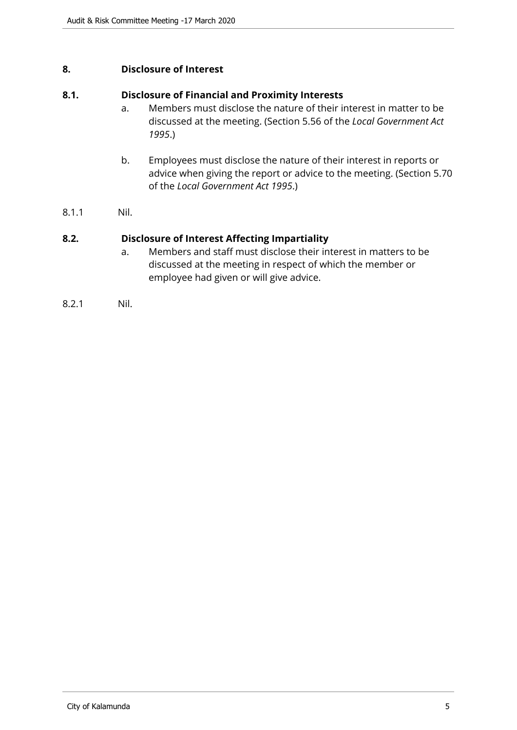## 8. Disclosure of Interest

### 8.1. Disclosure of Financial and Proximity Interests

a. Members must disclose the nature of their interest in matter to be discussed at the meeting. (Section 5.56 of the *Local Government Act 1995*.)

b. Employees must disclose the nature of their interest in reports or advice when giving the report or advice to the meeting. (Section 5.70 of the *Local Government Act 1995*.)

8.1.1 Nil.

### 8.2. Disclosure of Interest Affecting Impartiality

a. Members and staff must disclose their interest in matters to be discussed at the meeting in respect of which the member or employee had given or will give advice.

8.2.1 Nil.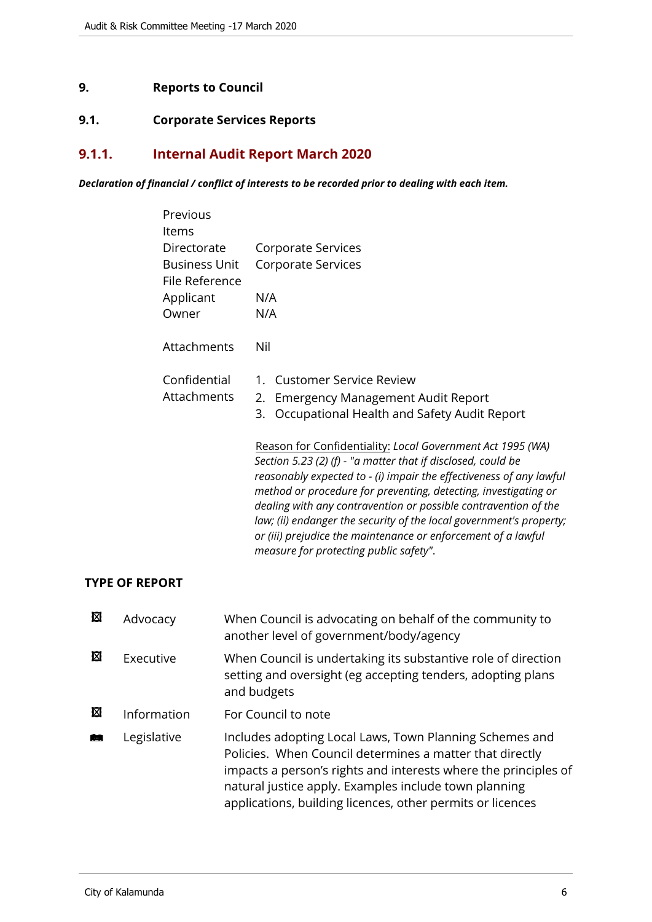# 9. Reports to Council

## 9.1. Corporate Services Reports

### 9.1.1. Internal Audit Report March 2020

***Declaration of financial / conflict of interests to be recorded prior to dealing with each item.***

| | |
|---|---|
| Previous Items | |
| Directorate | Corporate Services |
| Business Unit | Corporate Services |
| File Reference | |
| Applicant | N/A |
| Owner | N/A |
| Attachments | Nil |
| Confidential Attachments | 1. Customer Service Review<br>2. Emergency Management Audit Report<br>3. Occupational Health and Safety Audit Report |

<u>Reason for Confidentiality:</u> *Local Government Act 1995 (WA) Section 5.23 (2) (f) - "a matter that if disclosed, could be reasonably expected to - (i) impair the effectiveness of any lawful method or procedure for preventing, detecting, investigating or dealing with any contravention or possible contravention of the law; (ii) endanger the security of the local government's property; or (iii) prejudice the maintenance or enforcement of a lawful measure for protecting public safety".*

**TYPE OF REPORT**

| | | |
|---|---|---|
| ☒ | Advocacy | When Council is advocating on behalf of the community to another level of government/body/agency |
| ☒ | Executive | When Council is undertaking its substantive role of direction setting and oversight (eg accepting tenders, adopting plans and budgets |
| ☒ | Information | For Council to note |
| ■ | Legislative | Includes adopting Local Laws, Town Planning Schemes and Policies. When Council determines a matter that directly impacts a person's rights and interests where the principles of natural justice apply. Examples include town planning applications, building licences, other permits or licences |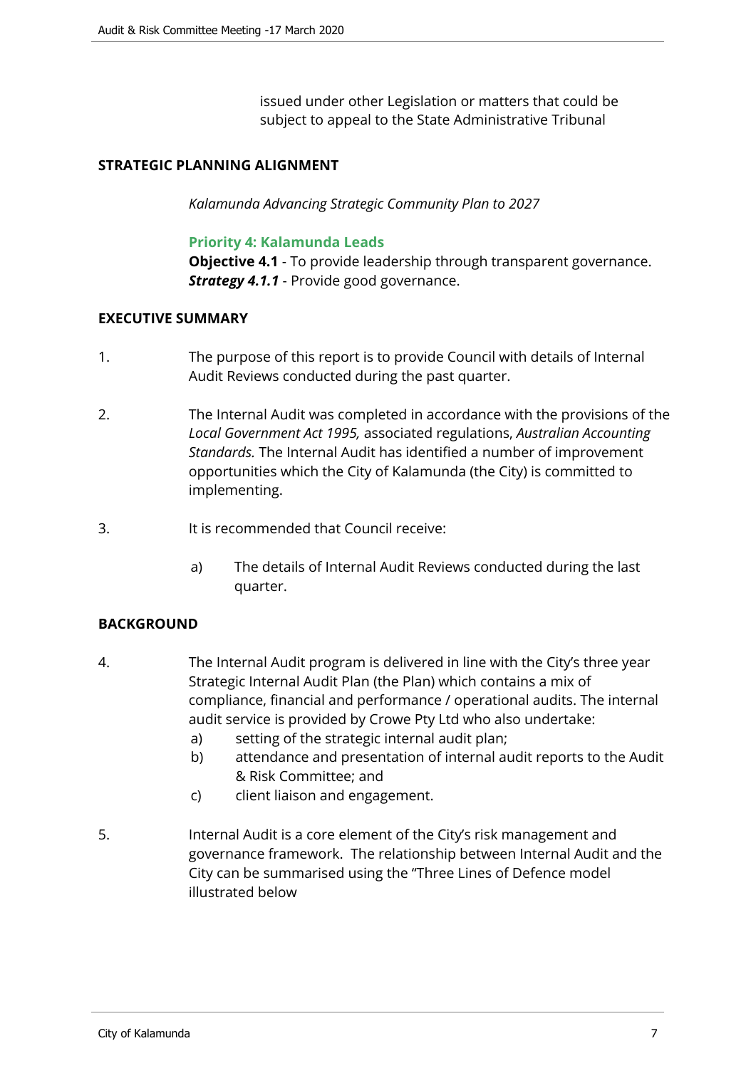issued under other Legislation or matters that could be subject to appeal to the State Administrative Tribunal

## STRATEGIC PLANNING ALIGNMENT

*Kalamunda Advancing Strategic Community Plan to 2027*

**Priority 4: Kalamunda Leads**
**Objective 4.1** - To provide leadership through transparent governance.
***Strategy 4.1.1*** - Provide good governance.

## EXECUTIVE SUMMARY

1. The purpose of this report is to provide Council with details of Internal Audit Reviews conducted during the past quarter.

2. The Internal Audit was completed in accordance with the provisions of the *Local Government Act 1995,* associated regulations, *Australian Accounting Standards.* The Internal Audit has identified a number of improvement opportunities which the City of Kalamunda (the City) is committed to implementing.

3. It is recommended that Council receive:

   a) The details of Internal Audit Reviews conducted during the last quarter.

## BACKGROUND

4. The Internal Audit program is delivered in line with the City's three year Strategic Internal Audit Plan (the Plan) which contains a mix of compliance, financial and performance / operational audits. The internal audit service is provided by Crowe Pty Ltd who also undertake:
   a) setting of the strategic internal audit plan;
   b) attendance and presentation of internal audit reports to the Audit & Risk Committee; and
   c) client liaison and engagement.

5. Internal Audit is a core element of the City's risk management and governance framework. The relationship between Internal Audit and the City can be summarised using the "Three Lines of Defence model illustrated below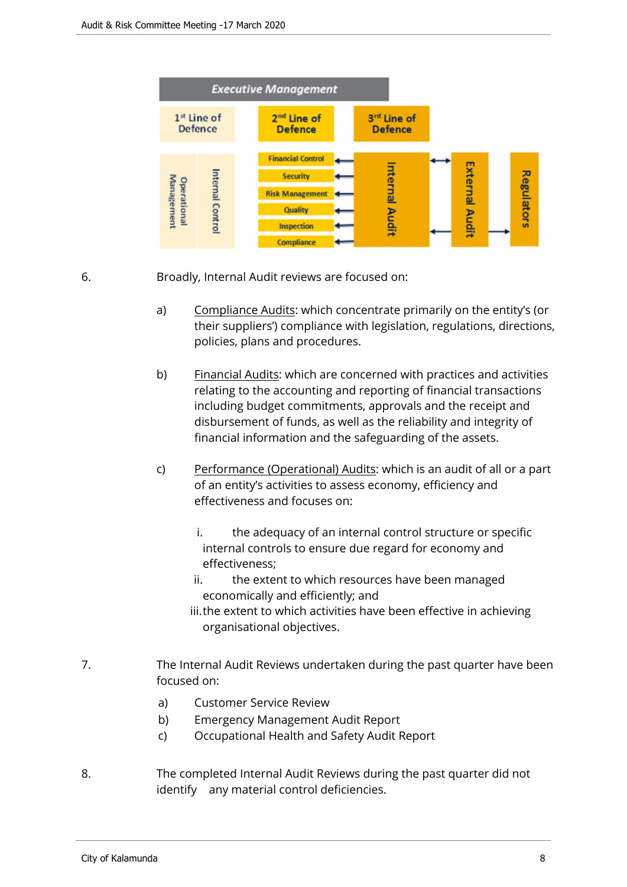6. Broadly, Internal Audit reviews are focused on:

   a) Compliance Audits: which concentrate primarily on the entity's (or their suppliers') compliance with legislation, regulations, directions, policies, plans and procedures.

   b) Financial Audits: which are concerned with practices and activities relating to the accounting and reporting of financial transactions including budget commitments, approvals and the receipt and disbursement of funds, as well as the reliability and integrity of financial information and the safeguarding of the assets.

   c) Performance (Operational) Audits: which is an audit of all or a part of an entity's activities to assess economy, efficiency and effectiveness and focuses on:

      i. the adequacy of an internal control structure or specific internal controls to ensure due regard for economy and effectiveness;
      ii. the extent to which resources have been managed economically and efficiently; and
      iii. the extent to which activities have been effective in achieving organisational objectives.

7. The Internal Audit Reviews undertaken during the past quarter have been focused on:

   a) Customer Service Review
   b) Emergency Management Audit Report
   c) Occupational Health and Safety Audit Report

8. The completed Internal Audit Reviews during the past quarter did not identify any material control deficiencies.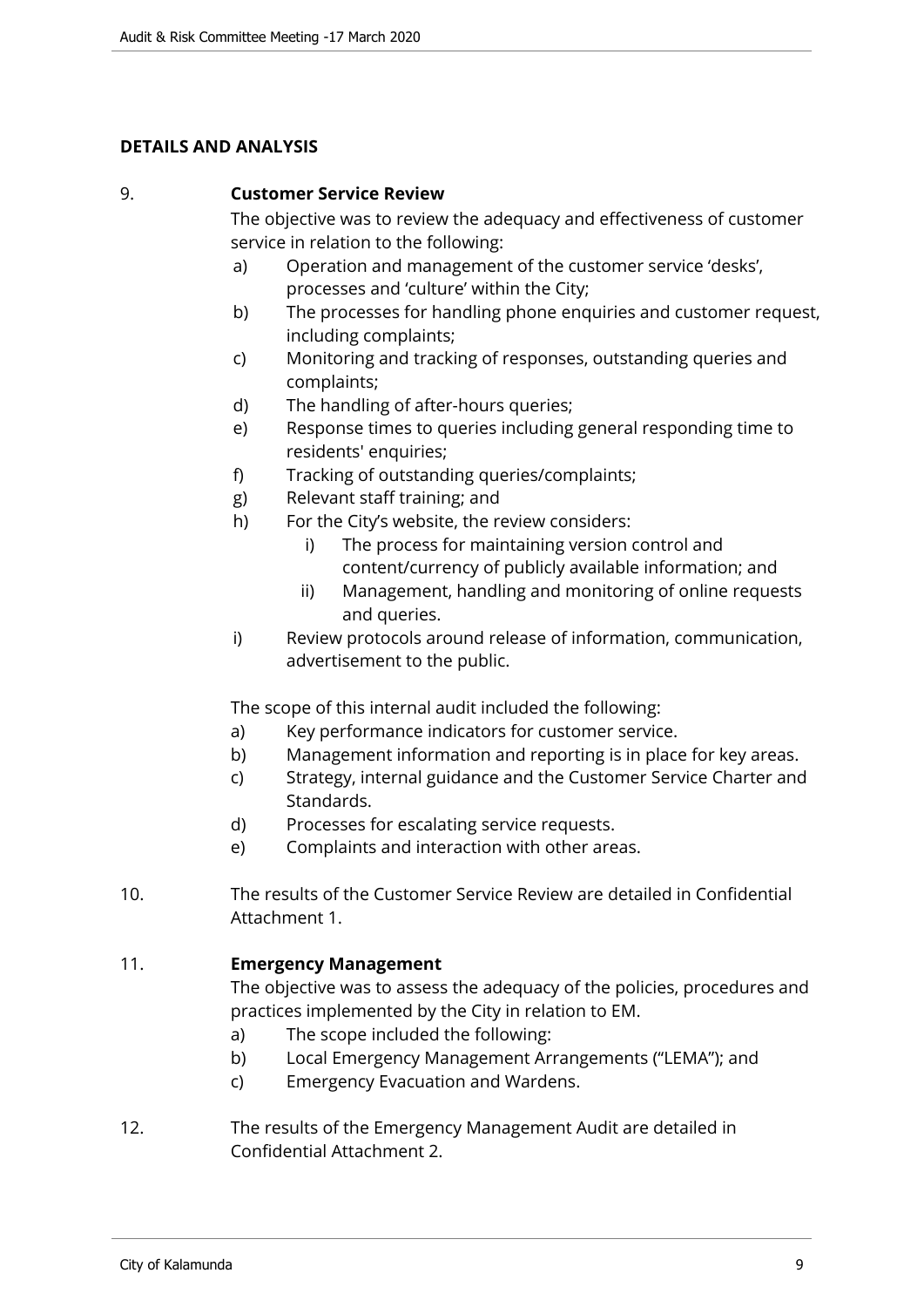## DETAILS AND ANALYSIS

9. **Customer Service Review**

   The objective was to review the adequacy and effectiveness of customer service in relation to the following:

   a) Operation and management of the customer service 'desks', processes and 'culture' within the City;
   b) The processes for handling phone enquiries and customer request, including complaints;
   c) Monitoring and tracking of responses, outstanding queries and complaints;
   d) The handling of after-hours queries;
   e) Response times to queries including general responding time to residents' enquiries;
   f) Tracking of outstanding queries/complaints;
   g) Relevant staff training; and
   h) For the City's website, the review considers:
      i) The process for maintaining version control and content/currency of publicly available information; and
      ii) Management, handling and monitoring of online requests and queries.
   i) Review protocols around release of information, communication, advertisement to the public.

   The scope of this internal audit included the following:

   a) Key performance indicators for customer service.
   b) Management information and reporting is in place for key areas.
   c) Strategy, internal guidance and the Customer Service Charter and Standards.
   d) Processes for escalating service requests.
   e) Complaints and interaction with other areas.

10. The results of the Customer Service Review are detailed in Confidential Attachment 1.

11. **Emergency Management**

    The objective was to assess the adequacy of the policies, procedures and practices implemented by the City in relation to EM.

    a) The scope included the following:
    b) Local Emergency Management Arrangements ("LEMA"); and
    c) Emergency Evacuation and Wardens.

12. The results of the Emergency Management Audit are detailed in Confidential Attachment 2.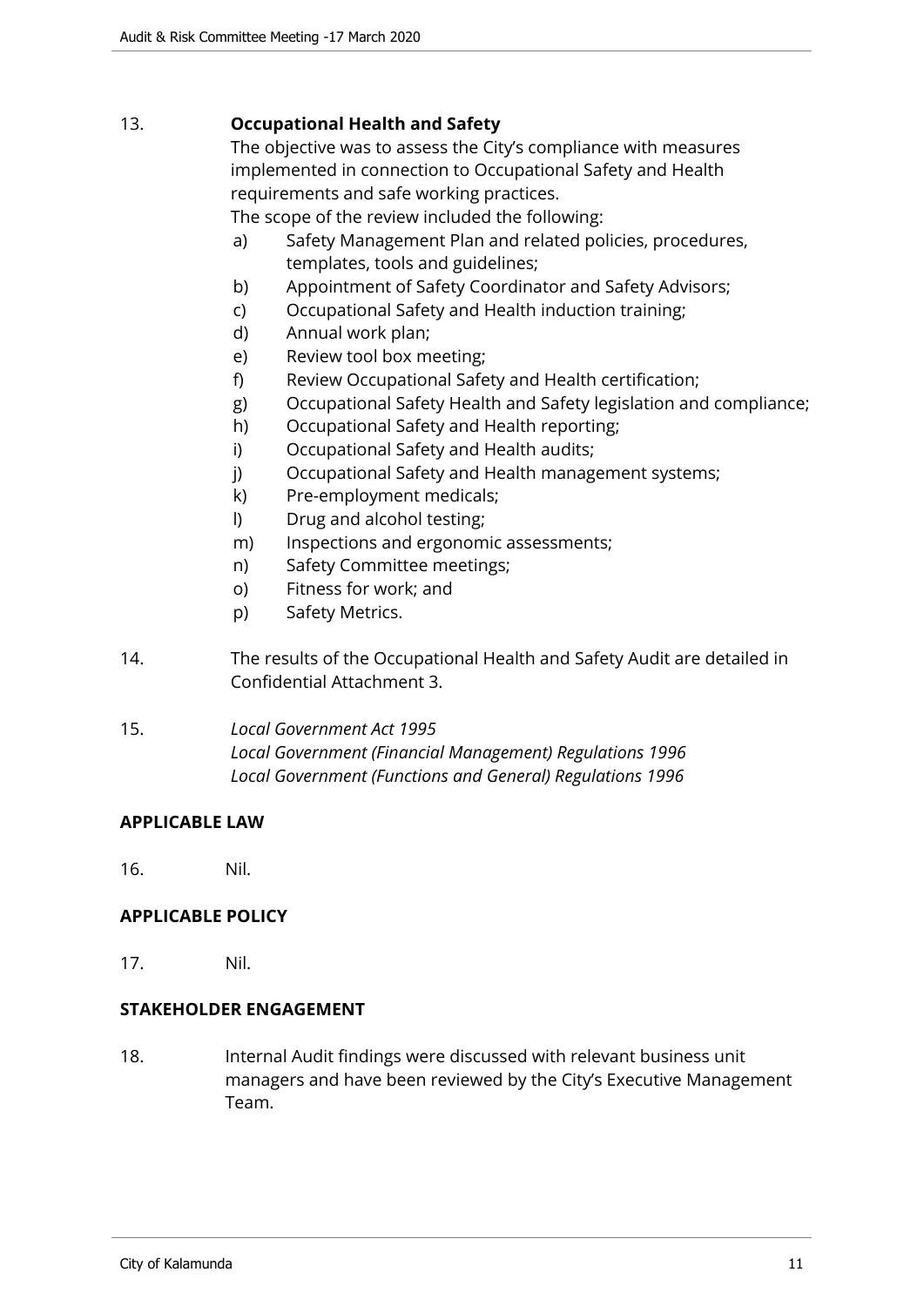13. **Occupational Health and Safety**

The objective was to assess the City's compliance with measures implemented in connection to Occupational Safety and Health requirements and safe working practices.

The scope of the review included the following:

a) Safety Management Plan and related policies, procedures, templates, tools and guidelines;
b) Appointment of Safety Coordinator and Safety Advisors;
c) Occupational Safety and Health induction training;
d) Annual work plan;
e) Review tool box meeting;
f) Review Occupational Safety and Health certification;
g) Occupational Safety Health and Safety legislation and compliance;
h) Occupational Safety and Health reporting;
i) Occupational Safety and Health audits;
j) Occupational Safety and Health management systems;
k) Pre-employment medicals;
l) Drug and alcohol testing;
m) Inspections and ergonomic assessments;
n) Safety Committee meetings;
o) Fitness for work; and
p) Safety Metrics.

14. The results of the Occupational Health and Safety Audit are detailed in Confidential Attachment 3.

15. *Local Government Act 1995*
*Local Government (Financial Management) Regulations 1996*
*Local Government (Functions and General) Regulations 1996*

## APPLICABLE LAW

16. Nil.

## APPLICABLE POLICY

17. Nil.

## STAKEHOLDER ENGAGEMENT

18. Internal Audit findings were discussed with relevant business unit managers and have been reviewed by the City's Executive Management Team.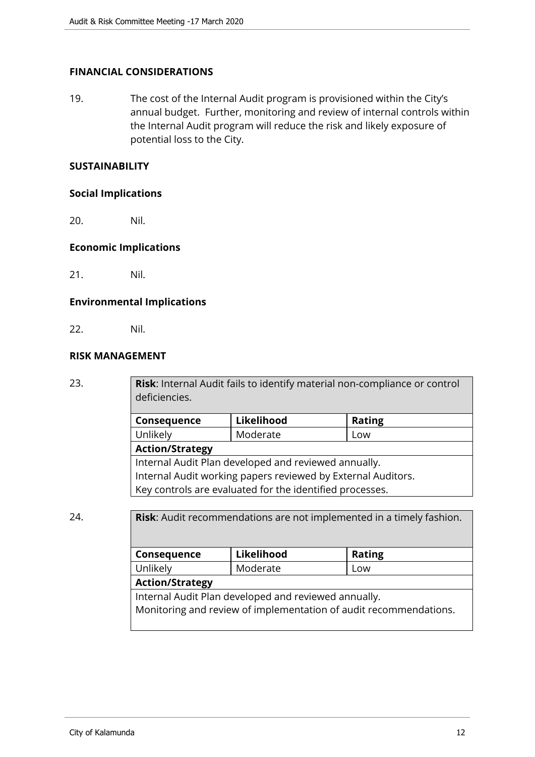## FINANCIAL CONSIDERATIONS

19. The cost of the Internal Audit program is provisioned within the City's annual budget. Further, monitoring and review of internal controls within the Internal Audit program will reduce the risk and likely exposure of potential loss to the City.

## SUSTAINABILITY

### Social Implications

20. Nil.

### Economic Implications

21. Nil.

### Environmental Implications

22. Nil.

## RISK MANAGEMENT

23.

| **Risk**: Internal Audit fails to identify material non-compliance or control deficiencies. | | |
|---|---|---|
| **Consequence** | **Likelihood** | **Rating** |
| Unlikely | Moderate | Low |
| **Action/Strategy** | | |
| Internal Audit Plan developed and reviewed annually.<br>Internal Audit working papers reviewed by External Auditors.<br>Key controls are evaluated for the identified processes. | | |

24.

| **Risk**: Audit recommendations are not implemented in a timely fashion. | | |
|---|---|---|
| **Consequence** | **Likelihood** | **Rating** |
| Unlikely | Moderate | Low |
| **Action/Strategy** | | |
| Internal Audit Plan developed and reviewed annually.<br>Monitoring and review of implementation of audit recommendations. | | |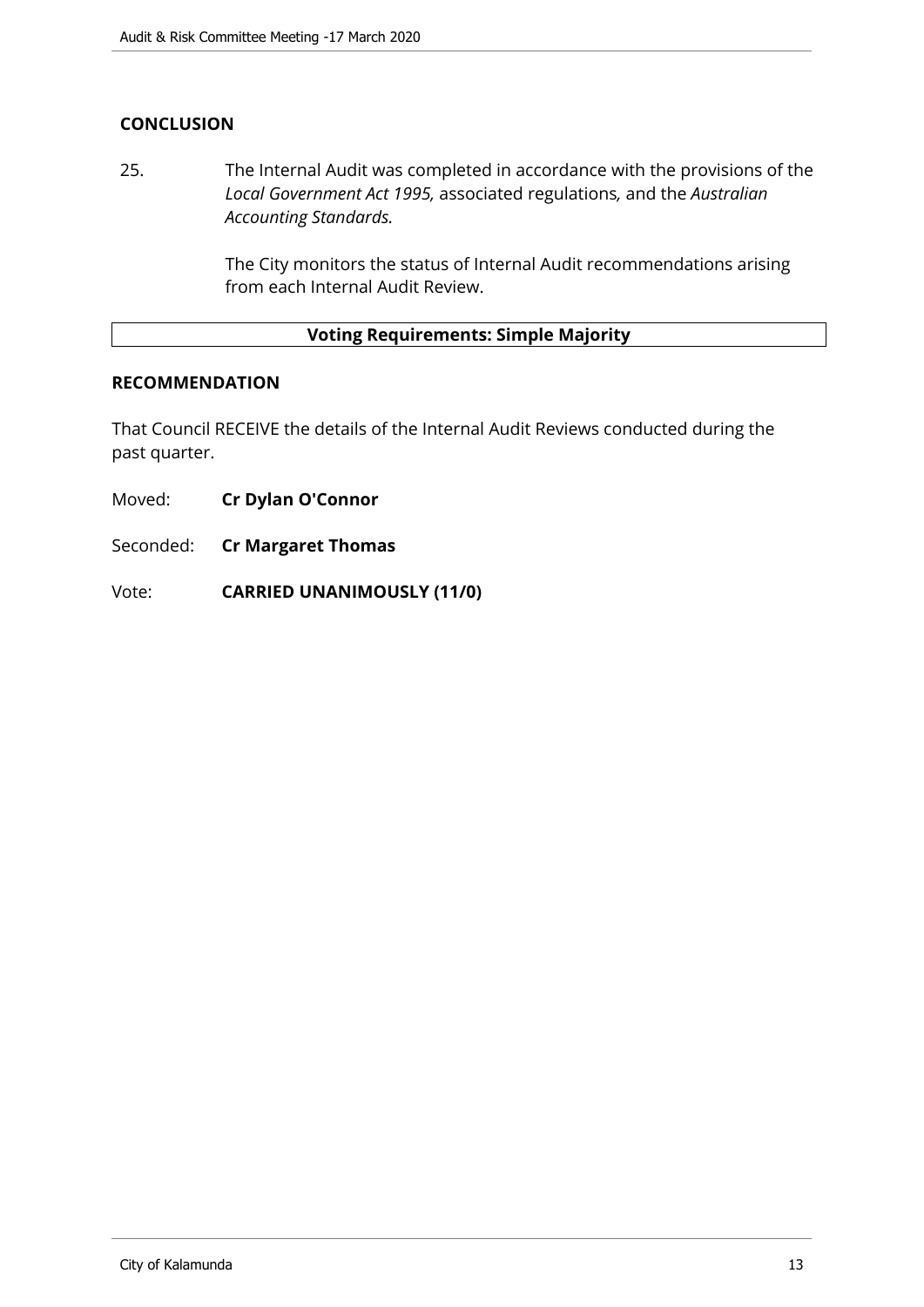**CONCLUSION**

25. The Internal Audit was completed in accordance with the provisions of the *Local Government Act 1995,* associated regulations*,* and the *Australian Accounting Standards.*

    The City monitors the status of Internal Audit recommendations arising from each Internal Audit Review.

| **Voting Requirements: Simple Majority** |
| --- |

**RECOMMENDATION**

That Council RECEIVE the details of the Internal Audit Reviews conducted during the past quarter.

Moved: **Cr Dylan O'Connor**

Seconded: **Cr Margaret Thomas**

Vote: **CARRIED UNANIMOUSLY (11/0)**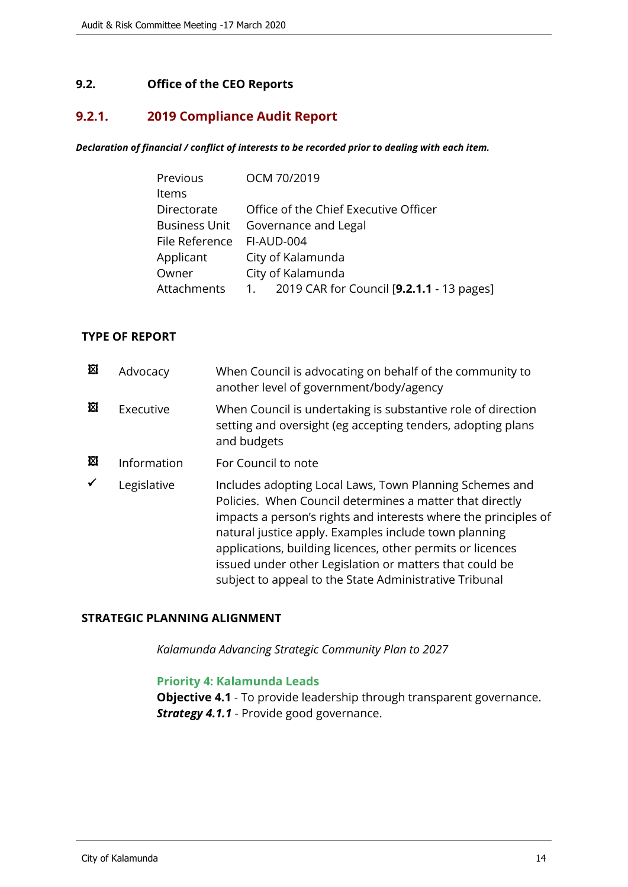## 9.2. Office of the CEO Reports

### 9.2.1. 2019 Compliance Audit Report

***Declaration of financial / conflict of interests to be recorded prior to dealing with each item.***

| | |
|---|---|
| Previous Items | OCM 70/2019 |
| Directorate | Office of the Chief Executive Officer |
| Business Unit | Governance and Legal |
| File Reference | FI-AUD-004 |
| Applicant | City of Kalamunda |
| Owner | City of Kalamunda |
| Attachments | 1. 2019 CAR for Council [**9.2.1.1** - 13 pages] |

**TYPE OF REPORT**

| | | |
|---|---|---|
| ☒ | Advocacy | When Council is advocating on behalf of the community to another level of government/body/agency |
| ☒ | Executive | When Council is undertaking is substantive role of direction setting and oversight (eg accepting tenders, adopting plans and budgets |
| ☒ | Information | For Council to note |
| ✓ | Legislative | Includes adopting Local Laws, Town Planning Schemes and Policies. When Council determines a matter that directly impacts a person's rights and interests where the principles of natural justice apply. Examples include town planning applications, building licences, other permits or licences issued under other Legislation or matters that could be subject to appeal to the State Administrative Tribunal |

**STRATEGIC PLANNING ALIGNMENT**

*Kalamunda Advancing Strategic Community Plan to 2027*

**Priority 4: Kalamunda Leads**
**Objective 4.1** - To provide leadership through transparent governance.
***Strategy 4.1.1*** - Provide good governance.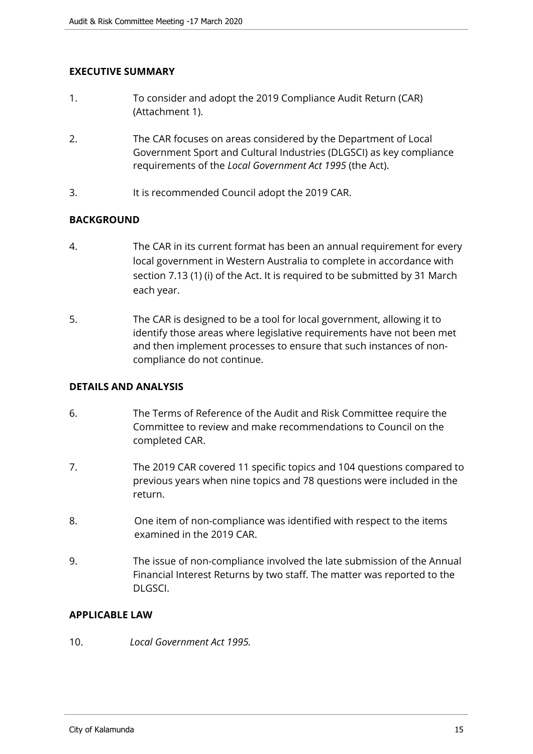## EXECUTIVE SUMMARY

1. To consider and adopt the 2019 Compliance Audit Return (CAR) (Attachment 1).

2. The CAR focuses on areas considered by the Department of Local Government Sport and Cultural Industries (DLGSCI) as key compliance requirements of the *Local Government Act 1995* (the Act).

3. It is recommended Council adopt the 2019 CAR.

## BACKGROUND

4. The CAR in its current format has been an annual requirement for every local government in Western Australia to complete in accordance with section 7.13 (1) (i) of the Act. It is required to be submitted by 31 March each year.

5. The CAR is designed to be a tool for local government, allowing it to identify those areas where legislative requirements have not been met and then implement processes to ensure that such instances of non-compliance do not continue.

## DETAILS AND ANALYSIS

6. The Terms of Reference of the Audit and Risk Committee require the Committee to review and make recommendations to Council on the completed CAR.

7. The 2019 CAR covered 11 specific topics and 104 questions compared to previous years when nine topics and 78 questions were included in the return.

8. One item of non-compliance was identified with respect to the items examined in the 2019 CAR.

9. The issue of non-compliance involved the late submission of the Annual Financial Interest Returns by two staff. The matter was reported to the DLGSCI.

## APPLICABLE LAW

10. *Local Government Act 1995.*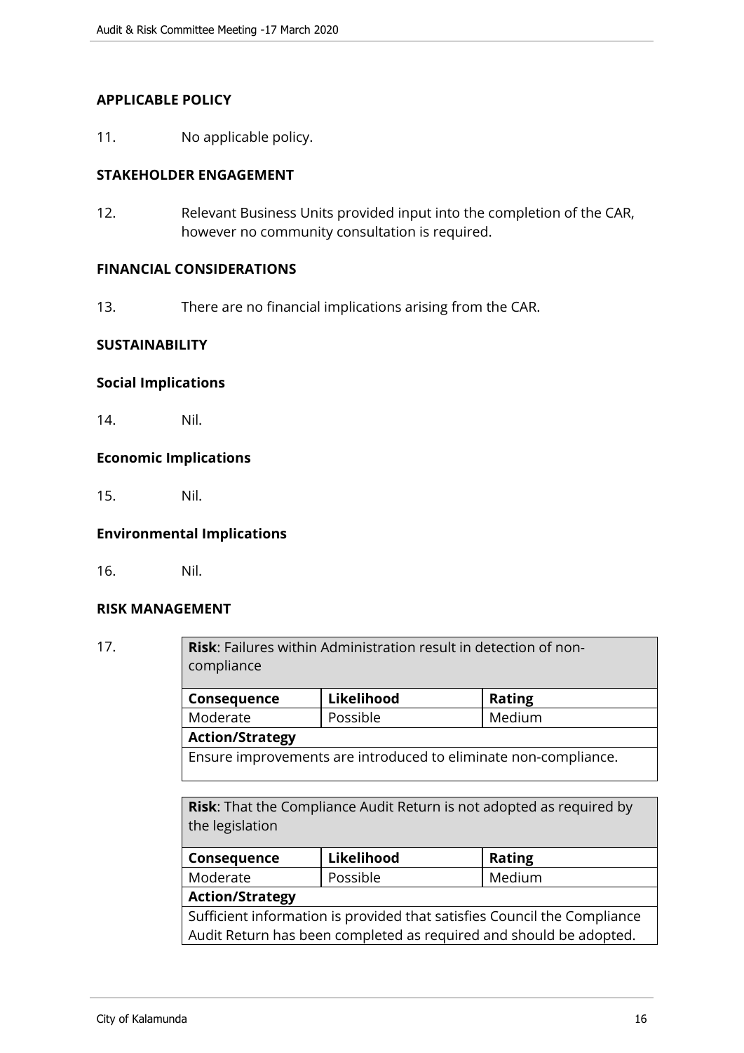## APPLICABLE POLICY

11. No applicable policy.

## STAKEHOLDER ENGAGEMENT

12. Relevant Business Units provided input into the completion of the CAR, however no community consultation is required.

## FINANCIAL CONSIDERATIONS

13. There are no financial implications arising from the CAR.

## SUSTAINABILITY

### Social Implications

14. Nil.

### Economic Implications

15. Nil.

### Environmental Implications

16. Nil.

## RISK MANAGEMENT

17.

| **Risk**: Failures within Administration result in detection of non-compliance | | |
|---|---|---|
| **Consequence** | **Likelihood** | **Rating** |
| Moderate | Possible | Medium |
| **Action/Strategy** | | |
| Ensure improvements are introduced to eliminate non-compliance. | | |

| **Risk**: That the Compliance Audit Return is not adopted as required by the legislation | | |
|---|---|---|
| **Consequence** | **Likelihood** | **Rating** |
| Moderate | Possible | Medium |
| **Action/Strategy** | | |
| Sufficient information is provided that satisfies Council the Compliance Audit Return has been completed as required and should be adopted. | | |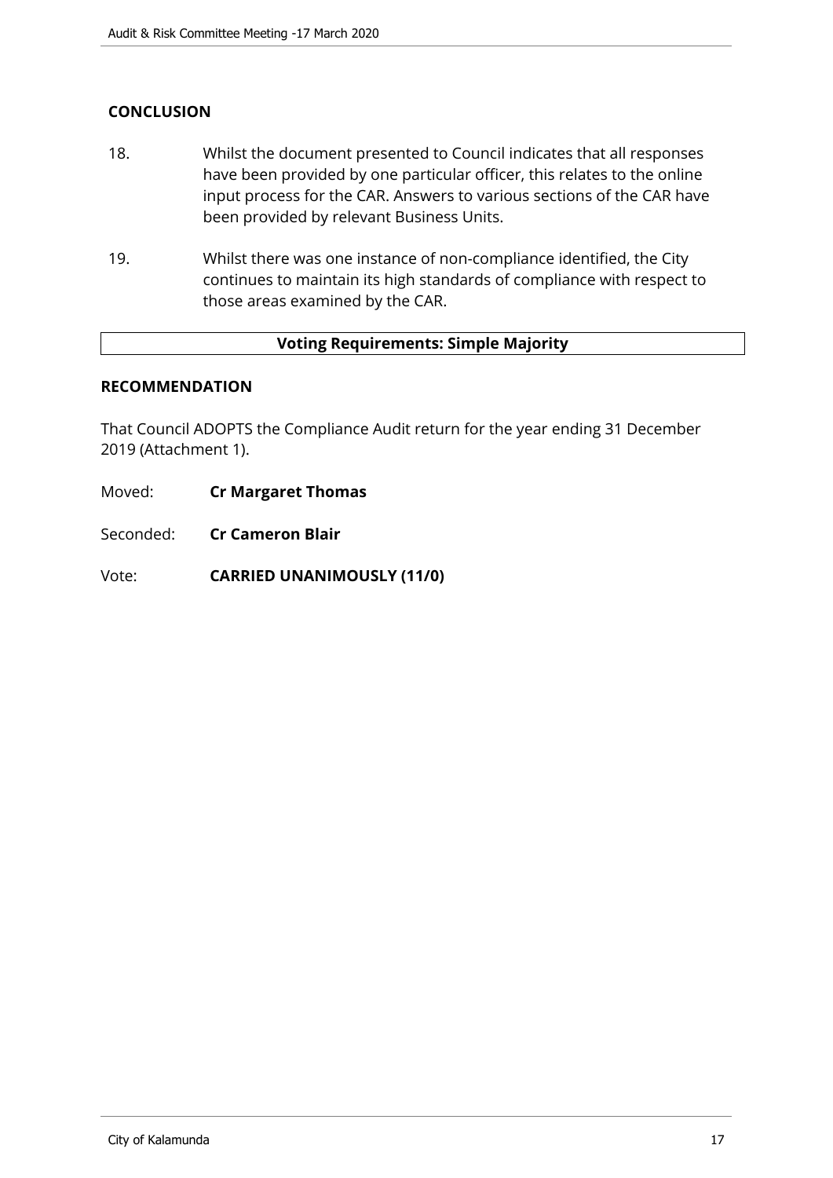## CONCLUSION

18. Whilst the document presented to Council indicates that all responses have been provided by one particular officer, this relates to the online input process for the CAR. Answers to various sections of the CAR have been provided by relevant Business Units.

19. Whilst there was one instance of non-compliance identified, the City continues to maintain its high standards of compliance with respect to those areas examined by the CAR.

| **Voting Requirements: Simple Majority** |
|---|

## RECOMMENDATION

That Council ADOPTS the Compliance Audit return for the year ending 31 December 2019 (Attachment 1).

Moved: **Cr Margaret Thomas**

Seconded: **Cr Cameron Blair**

Vote: **CARRIED UNANIMOUSLY (11/0)**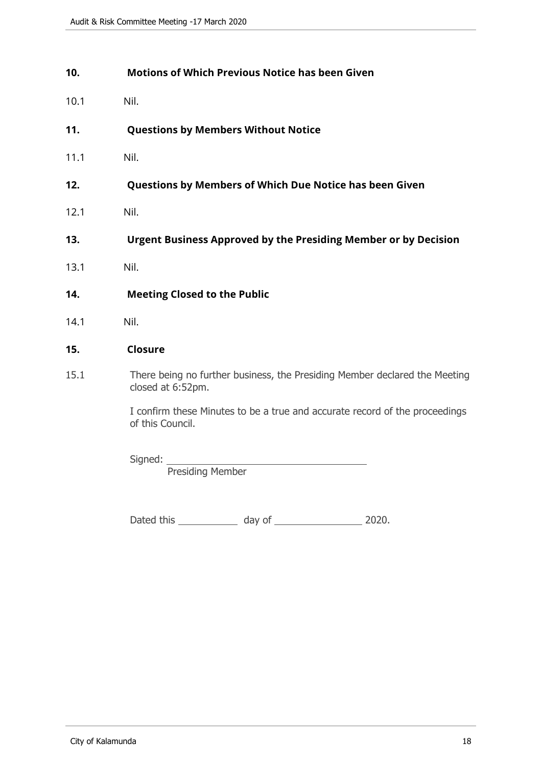## 10. Motions of Which Previous Notice has been Given

10.1 Nil.

## 11. Questions by Members Without Notice

11.1 Nil.

## 12. Questions by Members of Which Due Notice has been Given

12.1 Nil.

## 13. Urgent Business Approved by the Presiding Member or by Decision

13.1 Nil.

## 14. Meeting Closed to the Public

14.1 Nil.

## 15. Closure

15.1 There being no further business, the Presiding Member declared the Meeting closed at 6:52pm.

I confirm these Minutes to be a true and accurate record of the proceedings of this Council.

Signed: ______________________________
Presiding Member

Dated this __________ day of ______________ 2020.